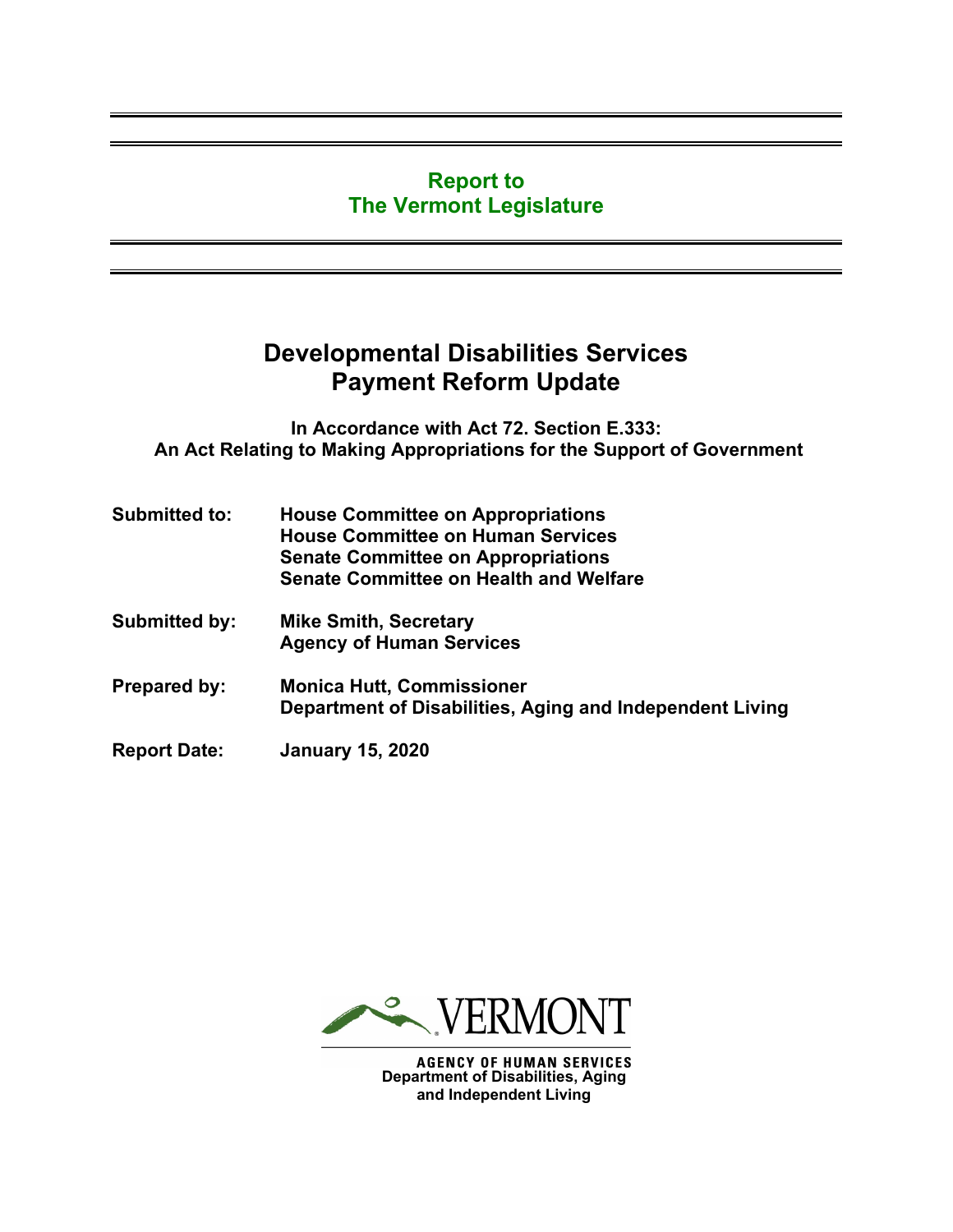**Report to**
**The Vermont Legislature**

# Developmental Disabilities Services Payment Reform Update

**In Accordance with Act 72. Section E.333:**
**An Act Relating to Making Appropriations for the Support of Government**

**Submitted to:** House Committee on Appropriations
House Committee on Human Services
Senate Committee on Appropriations
Senate Committee on Health and Welfare

**Submitted by:** Mike Smith, Secretary
Agency of Human Services

**Prepared by:** Monica Hutt, Commissioner
Department of Disabilities, Aging and Independent Living

**Report Date:** January 15, 2020

VERMONT
AGENCY OF HUMAN SERVICES
Department of Disabilities, Aging and Independent Living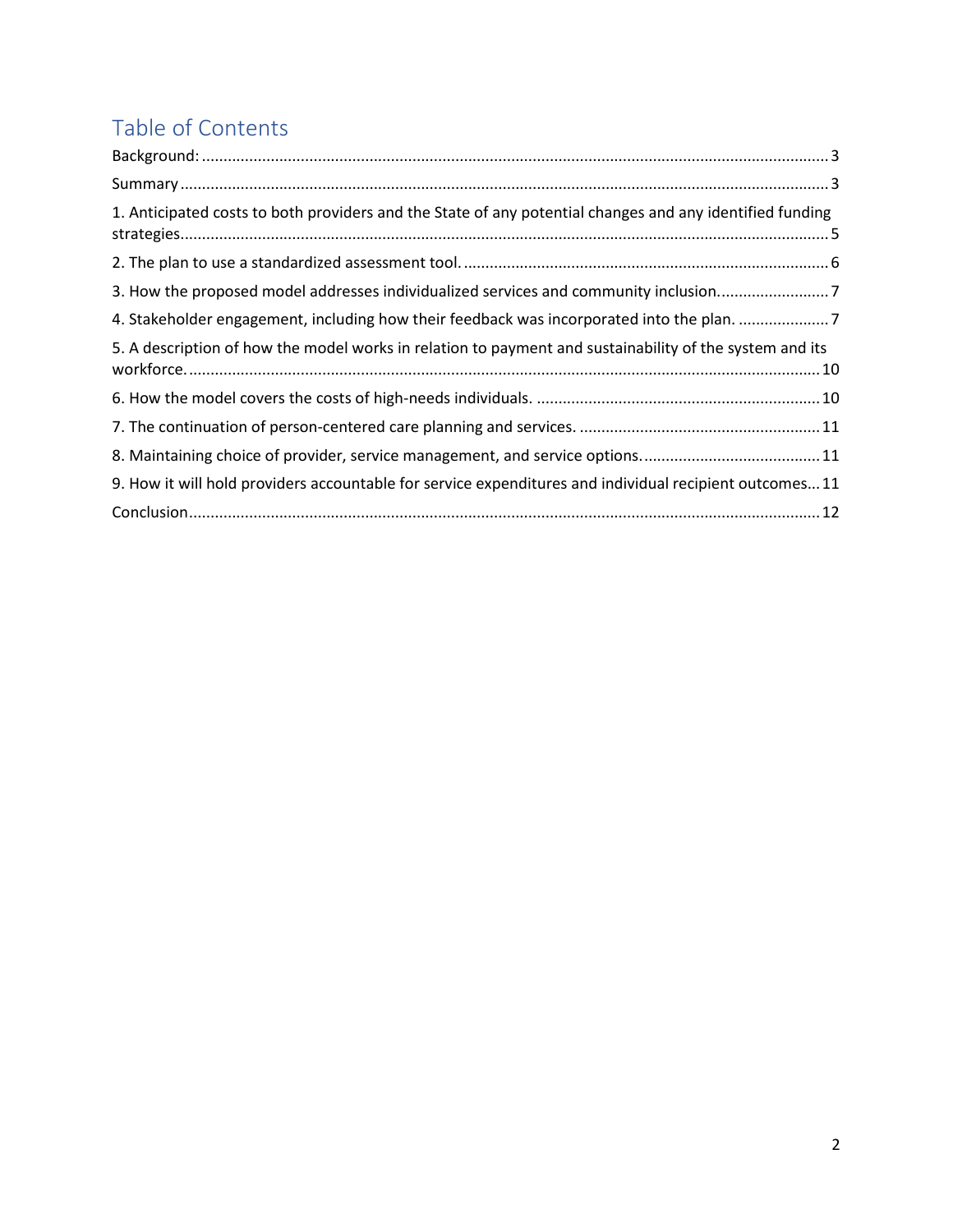# Table of Contents

Background: ........................................................................ 3

Summary ........................................................................ 3

1. Anticipated costs to both providers and the State of any potential changes and any identified funding strategies........................................................................ 5

2. The plan to use a standardized assessment tool. ........................................................................ 6

3. How the proposed model addresses individualized services and community inclusion.......................... 7

4. Stakeholder engagement, including how their feedback was incorporated into the plan. ..................... 7

5. A description of how the model works in relation to payment and sustainability of the system and its workforce........................................................................ 10

6. How the model covers the costs of high-needs individuals. ........................................................................ 10

7. The continuation of person-centered care planning and services. ........................................................................ 11

8. Maintaining choice of provider, service management, and service options. ........................................ 11

9. How it will hold providers accountable for service expenditures and individual recipient outcomes... 11

Conclusion........................................................................ 12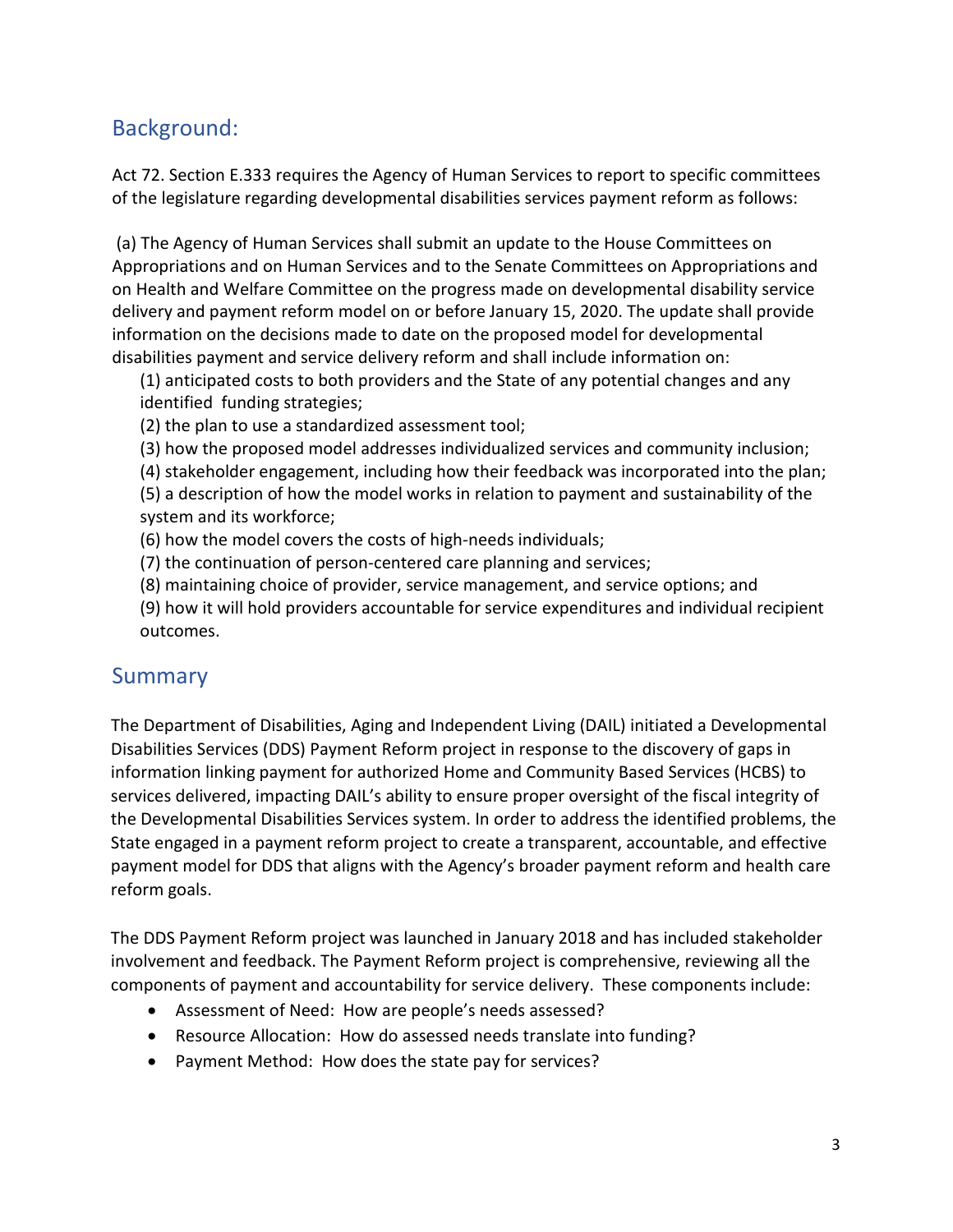## Background:

Act 72. Section E.333 requires the Agency of Human Services to report to specific committees of the legislature regarding developmental disabilities services payment reform as follows:

(a) The Agency of Human Services shall submit an update to the House Committees on Appropriations and on Human Services and to the Senate Committees on Appropriations and on Health and Welfare Committee on the progress made on developmental disability service delivery and payment reform model on or before January 15, 2020. The update shall provide information on the decisions made to date on the proposed model for developmental disabilities payment and service delivery reform and shall include information on:

(1) anticipated costs to both providers and the State of any potential changes and any identified funding strategies;
(2) the plan to use a standardized assessment tool;
(3) how the proposed model addresses individualized services and community inclusion;
(4) stakeholder engagement, including how their feedback was incorporated into the plan;
(5) a description of how the model works in relation to payment and sustainability of the system and its workforce;
(6) how the model covers the costs of high-needs individuals;
(7) the continuation of person-centered care planning and services;
(8) maintaining choice of provider, service management, and service options; and
(9) how it will hold providers accountable for service expenditures and individual recipient outcomes.

## Summary

The Department of Disabilities, Aging and Independent Living (DAIL) initiated a Developmental Disabilities Services (DDS) Payment Reform project in response to the discovery of gaps in information linking payment for authorized Home and Community Based Services (HCBS) to services delivered, impacting DAIL's ability to ensure proper oversight of the fiscal integrity of the Developmental Disabilities Services system. In order to address the identified problems, the State engaged in a payment reform project to create a transparent, accountable, and effective payment model for DDS that aligns with the Agency's broader payment reform and health care reform goals.

The DDS Payment Reform project was launched in January 2018 and has included stakeholder involvement and feedback. The Payment Reform project is comprehensive, reviewing all the components of payment and accountability for service delivery. These components include:

- Assessment of Need: How are people's needs assessed?
- Resource Allocation: How do assessed needs translate into funding?
- Payment Method: How does the state pay for services?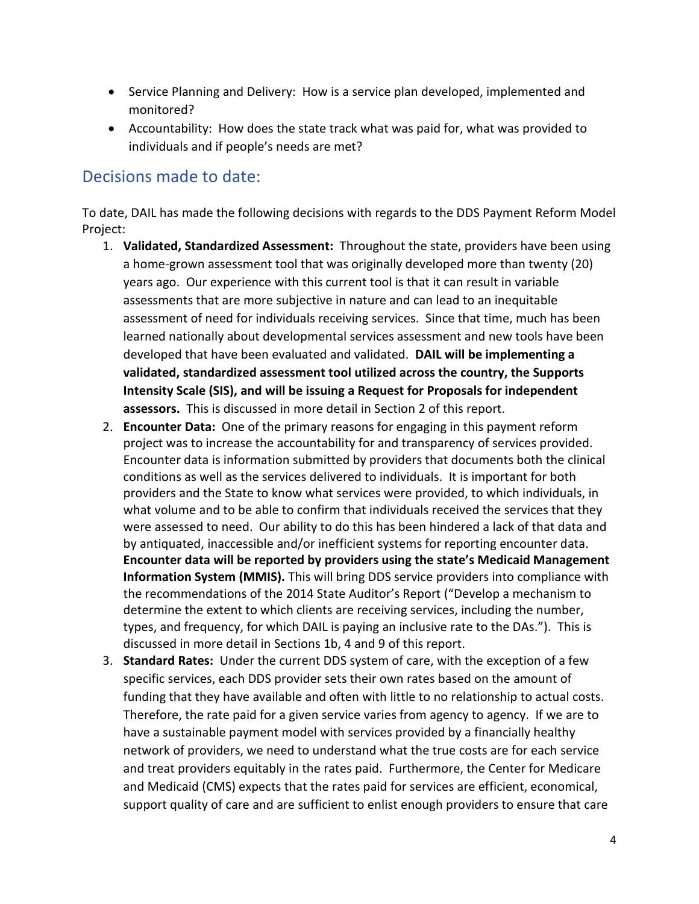- Service Planning and Delivery: How is a service plan developed, implemented and monitored?
- Accountability: How does the state track what was paid for, what was provided to individuals and if people's needs are met?

## Decisions made to date:

To date, DAIL has made the following decisions with regards to the DDS Payment Reform Model Project:

1. **Validated, Standardized Assessment:** Throughout the state, providers have been using a home-grown assessment tool that was originally developed more than twenty (20) years ago. Our experience with this current tool is that it can result in variable assessments that are more subjective in nature and can lead to an inequitable assessment of need for individuals receiving services. Since that time, much has been learned nationally about developmental services assessment and new tools have been developed that have been evaluated and validated. **DAIL will be implementing a validated, standardized assessment tool utilized across the country, the Supports Intensity Scale (SIS), and will be issuing a Request for Proposals for independent assessors.** This is discussed in more detail in Section 2 of this report.
2. **Encounter Data:** One of the primary reasons for engaging in this payment reform project was to increase the accountability for and transparency of services provided. Encounter data is information submitted by providers that documents both the clinical conditions as well as the services delivered to individuals. It is important for both providers and the State to know what services were provided, to which individuals, in what volume and to be able to confirm that individuals received the services that they were assessed to need. Our ability to do this has been hindered a lack of that data and by antiquated, inaccessible and/or inefficient systems for reporting encounter data. **Encounter data will be reported by providers using the state's Medicaid Management Information System (MMIS).** This will bring DDS service providers into compliance with the recommendations of the 2014 State Auditor's Report ("Develop a mechanism to determine the extent to which clients are receiving services, including the number, types, and frequency, for which DAIL is paying an inclusive rate to the DAs."). This is discussed in more detail in Sections 1b, 4 and 9 of this report.
3. **Standard Rates:** Under the current DDS system of care, with the exception of a few specific services, each DDS provider sets their own rates based on the amount of funding that they have available and often with little to no relationship to actual costs. Therefore, the rate paid for a given service varies from agency to agency. If we are to have a sustainable payment model with services provided by a financially healthy network of providers, we need to understand what the true costs are for each service and treat providers equitably in the rates paid. Furthermore, the Center for Medicare and Medicaid (CMS) expects that the rates paid for services are efficient, economical, support quality of care and are sufficient to enlist enough providers to ensure that care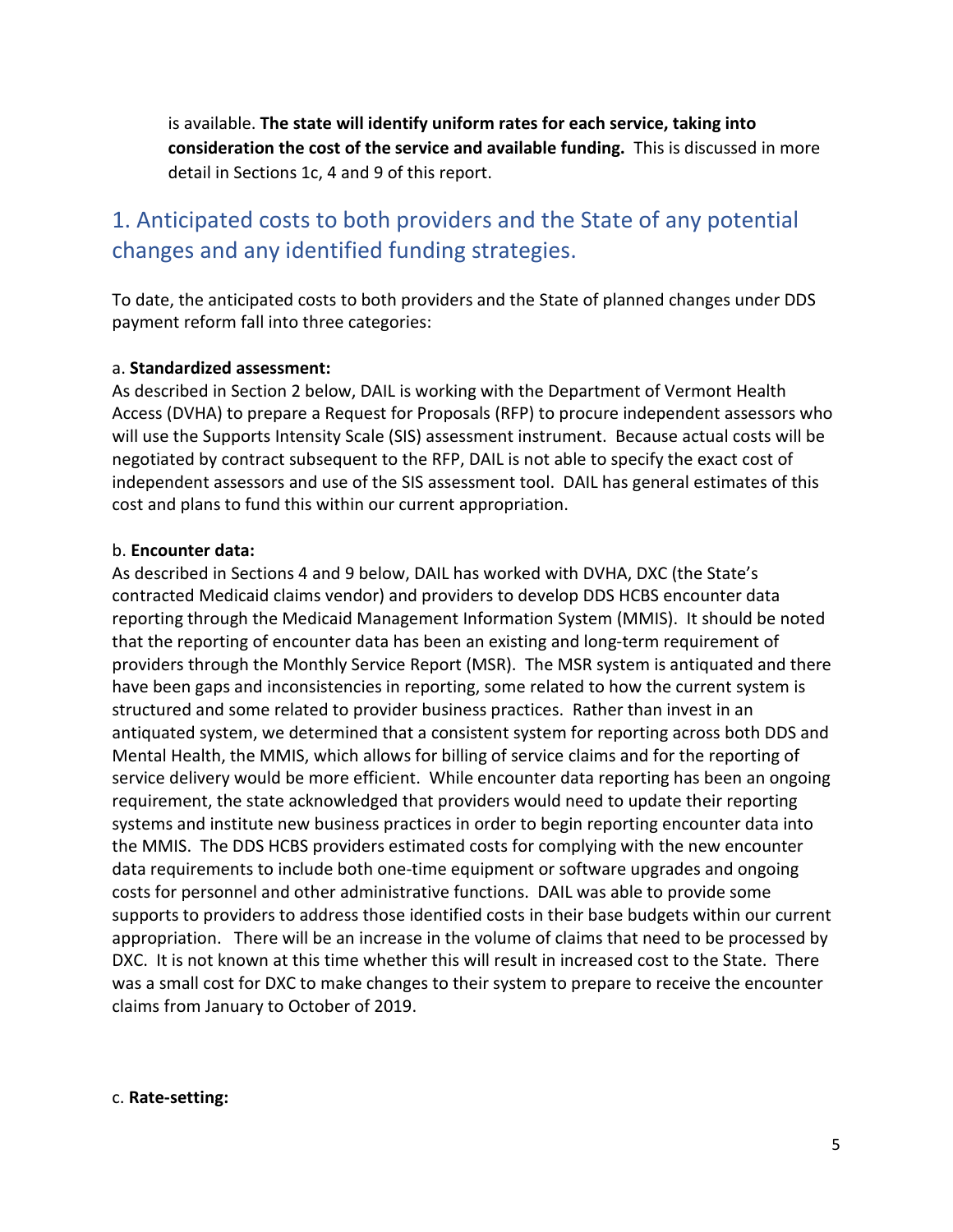is available. **The state will identify uniform rates for each service, taking into consideration the cost of the service and available funding.** This is discussed in more detail in Sections 1c, 4 and 9 of this report.

## 1. Anticipated costs to both providers and the State of any potential changes and any identified funding strategies.

To date, the anticipated costs to both providers and the State of planned changes under DDS payment reform fall into three categories:

a. **Standardized assessment:**
As described in Section 2 below, DAIL is working with the Department of Vermont Health Access (DVHA) to prepare a Request for Proposals (RFP) to procure independent assessors who will use the Supports Intensity Scale (SIS) assessment instrument. Because actual costs will be negotiated by contract subsequent to the RFP, DAIL is not able to specify the exact cost of independent assessors and use of the SIS assessment tool. DAIL has general estimates of this cost and plans to fund this within our current appropriation.

b. **Encounter data:**
As described in Sections 4 and 9 below, DAIL has worked with DVHA, DXC (the State's contracted Medicaid claims vendor) and providers to develop DDS HCBS encounter data reporting through the Medicaid Management Information System (MMIS). It should be noted that the reporting of encounter data has been an existing and long-term requirement of providers through the Monthly Service Report (MSR). The MSR system is antiquated and there have been gaps and inconsistencies in reporting, some related to how the current system is structured and some related to provider business practices. Rather than invest in an antiquated system, we determined that a consistent system for reporting across both DDS and Mental Health, the MMIS, which allows for billing of service claims and for the reporting of service delivery would be more efficient. While encounter data reporting has been an ongoing requirement, the state acknowledged that providers would need to update their reporting systems and institute new business practices in order to begin reporting encounter data into the MMIS. The DDS HCBS providers estimated costs for complying with the new encounter data requirements to include both one-time equipment or software upgrades and ongoing costs for personnel and other administrative functions. DAIL was able to provide some supports to providers to address those identified costs in their base budgets within our current appropriation. There will be an increase in the volume of claims that need to be processed by DXC. It is not known at this time whether this will result in increased cost to the State. There was a small cost for DXC to make changes to their system to prepare to receive the encounter claims from January to October of 2019.

c. **Rate-setting:**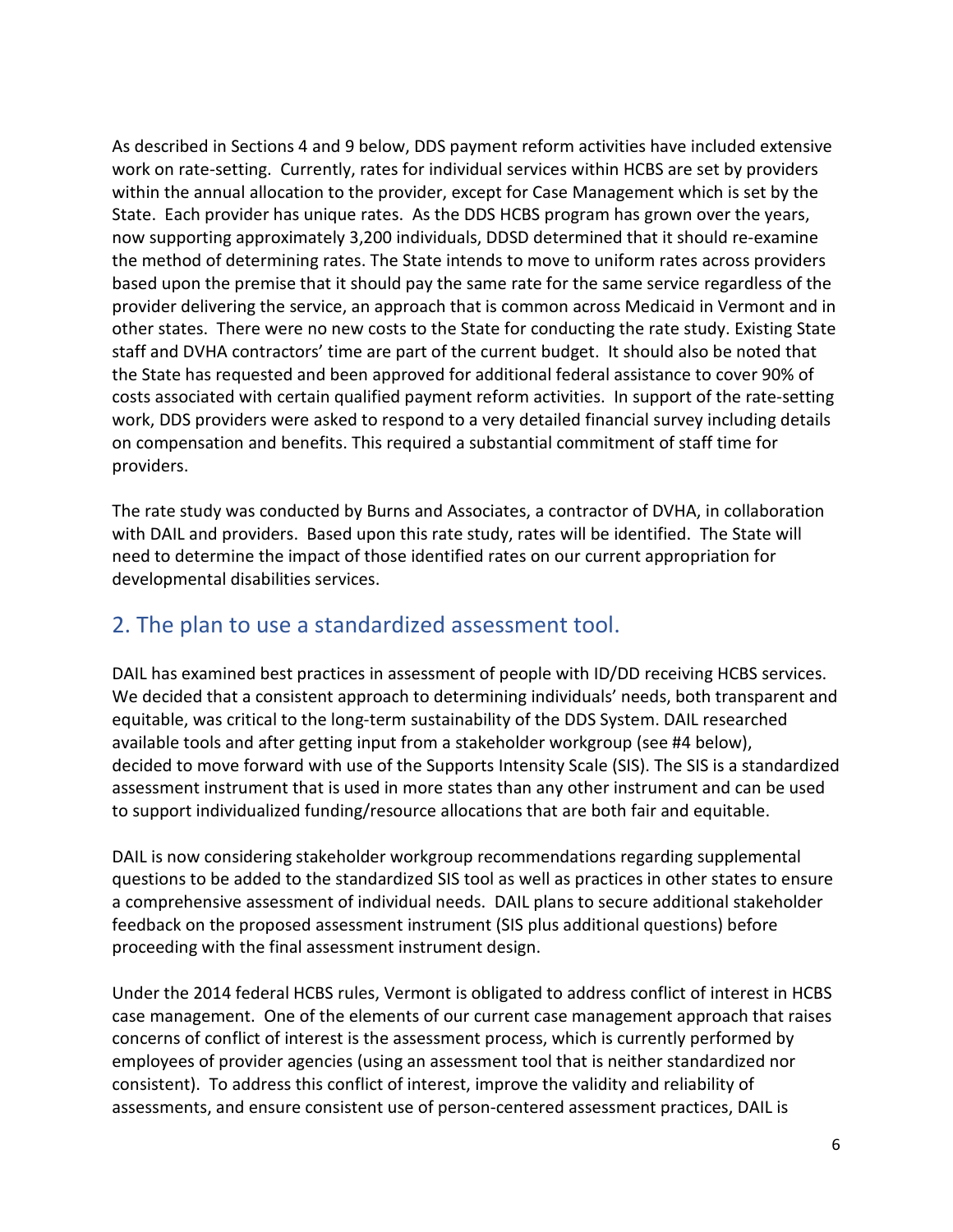As described in Sections 4 and 9 below, DDS payment reform activities have included extensive work on rate-setting. Currently, rates for individual services within HCBS are set by providers within the annual allocation to the provider, except for Case Management which is set by the State. Each provider has unique rates. As the DDS HCBS program has grown over the years, now supporting approximately 3,200 individuals, DDSD determined that it should re-examine the method of determining rates. The State intends to move to uniform rates across providers based upon the premise that it should pay the same rate for the same service regardless of the provider delivering the service, an approach that is common across Medicaid in Vermont and in other states. There were no new costs to the State for conducting the rate study. Existing State staff and DVHA contractors' time are part of the current budget. It should also be noted that the State has requested and been approved for additional federal assistance to cover 90% of costs associated with certain qualified payment reform activities. In support of the rate-setting work, DDS providers were asked to respond to a very detailed financial survey including details on compensation and benefits. This required a substantial commitment of staff time for providers.

The rate study was conducted by Burns and Associates, a contractor of DVHA, in collaboration with DAIL and providers. Based upon this rate study, rates will be identified. The State will need to determine the impact of those identified rates on our current appropriation for developmental disabilities services.

## 2. The plan to use a standardized assessment tool.

DAIL has examined best practices in assessment of people with ID/DD receiving HCBS services. We decided that a consistent approach to determining individuals' needs, both transparent and equitable, was critical to the long-term sustainability of the DDS System. DAIL researched available tools and after getting input from a stakeholder workgroup (see #4 below), decided to move forward with use of the Supports Intensity Scale (SIS). The SIS is a standardized assessment instrument that is used in more states than any other instrument and can be used to support individualized funding/resource allocations that are both fair and equitable.

DAIL is now considering stakeholder workgroup recommendations regarding supplemental questions to be added to the standardized SIS tool as well as practices in other states to ensure a comprehensive assessment of individual needs. DAIL plans to secure additional stakeholder feedback on the proposed assessment instrument (SIS plus additional questions) before proceeding with the final assessment instrument design.

Under the 2014 federal HCBS rules, Vermont is obligated to address conflict of interest in HCBS case management. One of the elements of our current case management approach that raises concerns of conflict of interest is the assessment process, which is currently performed by employees of provider agencies (using an assessment tool that is neither standardized nor consistent). To address this conflict of interest, improve the validity and reliability of assessments, and ensure consistent use of person-centered assessment practices, DAIL is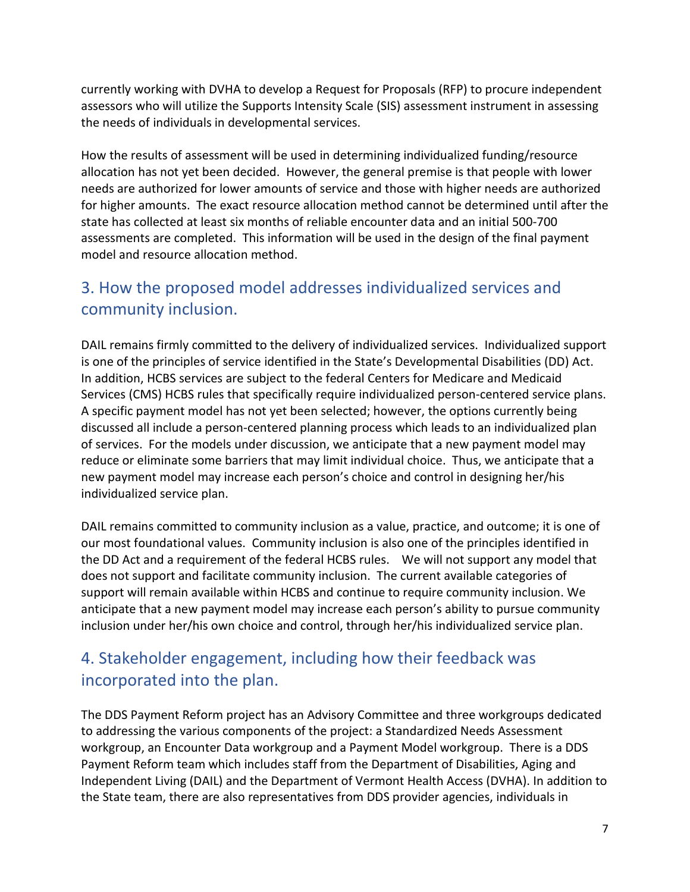currently working with DVHA to develop a Request for Proposals (RFP) to procure independent assessors who will utilize the Supports Intensity Scale (SIS) assessment instrument in assessing the needs of individuals in developmental services.

How the results of assessment will be used in determining individualized funding/resource allocation has not yet been decided. However, the general premise is that people with lower needs are authorized for lower amounts of service and those with higher needs are authorized for higher amounts. The exact resource allocation method cannot be determined until after the state has collected at least six months of reliable encounter data and an initial 500-700 assessments are completed. This information will be used in the design of the final payment model and resource allocation method.

## 3. How the proposed model addresses individualized services and community inclusion.

DAIL remains firmly committed to the delivery of individualized services. Individualized support is one of the principles of service identified in the State's Developmental Disabilities (DD) Act. In addition, HCBS services are subject to the federal Centers for Medicare and Medicaid Services (CMS) HCBS rules that specifically require individualized person-centered service plans. A specific payment model has not yet been selected; however, the options currently being discussed all include a person-centered planning process which leads to an individualized plan of services. For the models under discussion, we anticipate that a new payment model may reduce or eliminate some barriers that may limit individual choice. Thus, we anticipate that a new payment model may increase each person's choice and control in designing her/his individualized service plan.

DAIL remains committed to community inclusion as a value, practice, and outcome; it is one of our most foundational values. Community inclusion is also one of the principles identified in the DD Act and a requirement of the federal HCBS rules. We will not support any model that does not support and facilitate community inclusion. The current available categories of support will remain available within HCBS and continue to require community inclusion. We anticipate that a new payment model may increase each person's ability to pursue community inclusion under her/his own choice and control, through her/his individualized service plan.

## 4. Stakeholder engagement, including how their feedback was incorporated into the plan.

The DDS Payment Reform project has an Advisory Committee and three workgroups dedicated to addressing the various components of the project: a Standardized Needs Assessment workgroup, an Encounter Data workgroup and a Payment Model workgroup. There is a DDS Payment Reform team which includes staff from the Department of Disabilities, Aging and Independent Living (DAIL) and the Department of Vermont Health Access (DVHA). In addition to the State team, there are also representatives from DDS provider agencies, individuals in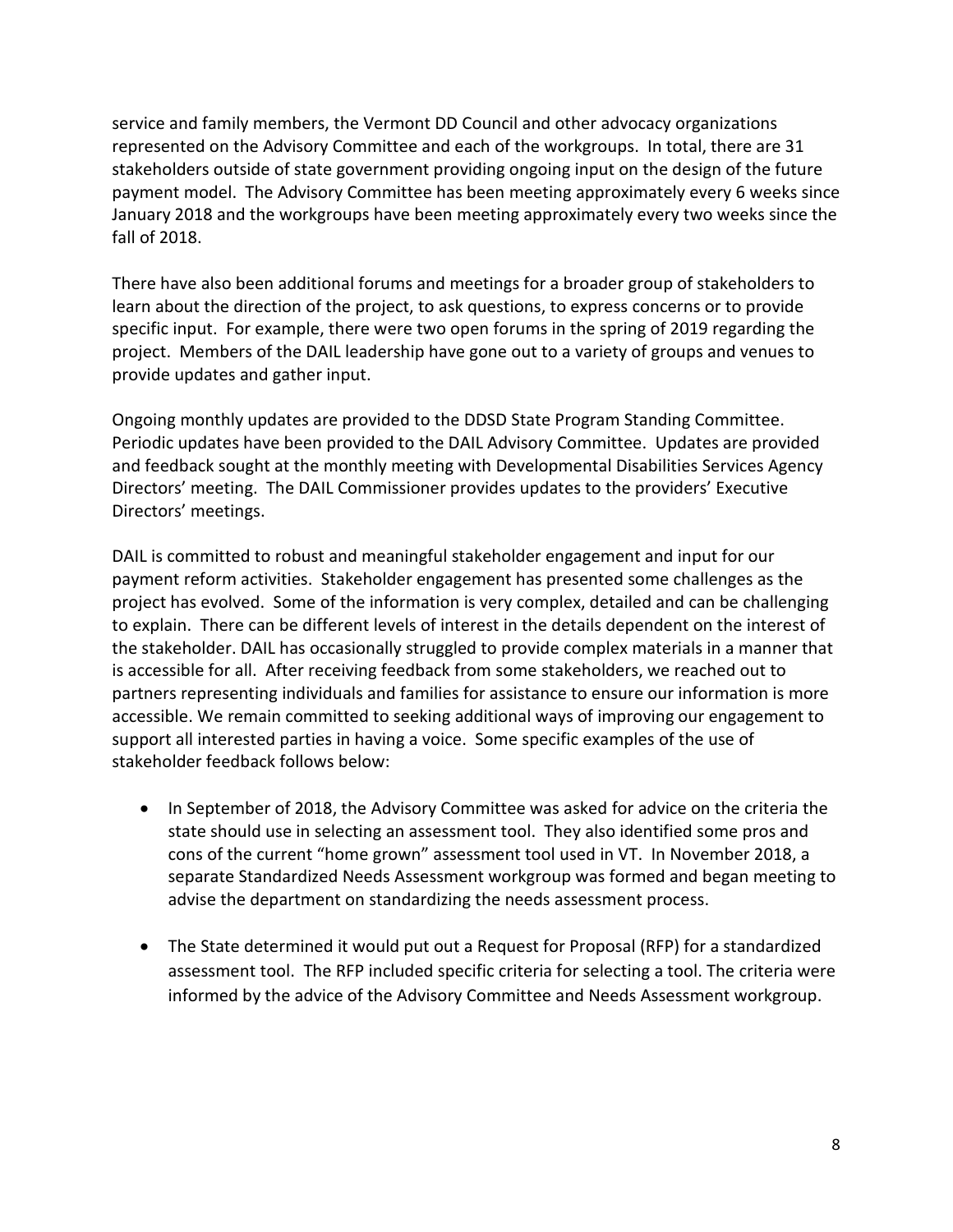service and family members, the Vermont DD Council and other advocacy organizations represented on the Advisory Committee and each of the workgroups. In total, there are 31 stakeholders outside of state government providing ongoing input on the design of the future payment model. The Advisory Committee has been meeting approximately every 6 weeks since January 2018 and the workgroups have been meeting approximately every two weeks since the fall of 2018.

There have also been additional forums and meetings for a broader group of stakeholders to learn about the direction of the project, to ask questions, to express concerns or to provide specific input. For example, there were two open forums in the spring of 2019 regarding the project. Members of the DAIL leadership have gone out to a variety of groups and venues to provide updates and gather input.

Ongoing monthly updates are provided to the DDSD State Program Standing Committee. Periodic updates have been provided to the DAIL Advisory Committee. Updates are provided and feedback sought at the monthly meeting with Developmental Disabilities Services Agency Directors' meeting. The DAIL Commissioner provides updates to the providers' Executive Directors' meetings.

DAIL is committed to robust and meaningful stakeholder engagement and input for our payment reform activities. Stakeholder engagement has presented some challenges as the project has evolved. Some of the information is very complex, detailed and can be challenging to explain. There can be different levels of interest in the details dependent on the interest of the stakeholder. DAIL has occasionally struggled to provide complex materials in a manner that is accessible for all. After receiving feedback from some stakeholders, we reached out to partners representing individuals and families for assistance to ensure our information is more accessible. We remain committed to seeking additional ways of improving our engagement to support all interested parties in having a voice. Some specific examples of the use of stakeholder feedback follows below:

- In September of 2018, the Advisory Committee was asked for advice on the criteria the state should use in selecting an assessment tool. They also identified some pros and cons of the current "home grown" assessment tool used in VT. In November 2018, a separate Standardized Needs Assessment workgroup was formed and began meeting to advise the department on standardizing the needs assessment process.
- The State determined it would put out a Request for Proposal (RFP) for a standardized assessment tool. The RFP included specific criteria for selecting a tool. The criteria were informed by the advice of the Advisory Committee and Needs Assessment workgroup.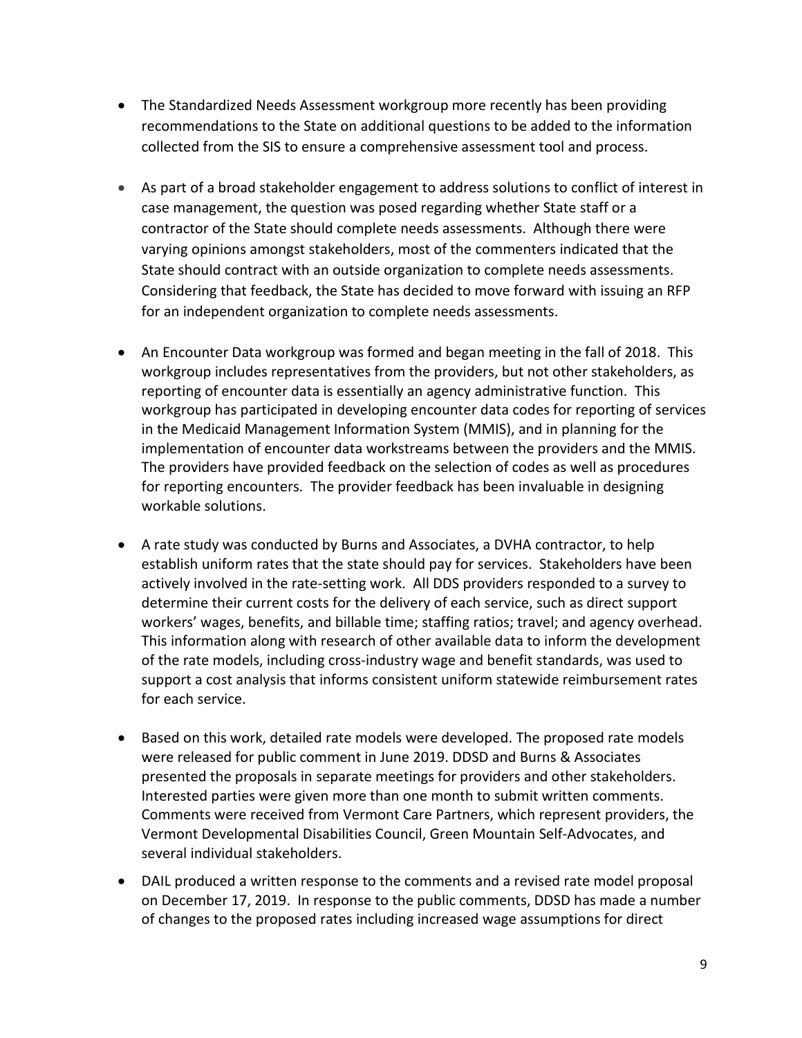- The Standardized Needs Assessment workgroup more recently has been providing recommendations to the State on additional questions to be added to the information collected from the SIS to ensure a comprehensive assessment tool and process.

- As part of a broad stakeholder engagement to address solutions to conflict of interest in case management, the question was posed regarding whether State staff or a contractor of the State should complete needs assessments. Although there were varying opinions amongst stakeholders, most of the commenters indicated that the State should contract with an outside organization to complete needs assessments. Considering that feedback, the State has decided to move forward with issuing an RFP for an independent organization to complete needs assessments.

- An Encounter Data workgroup was formed and began meeting in the fall of 2018. This workgroup includes representatives from the providers, but not other stakeholders, as reporting of encounter data is essentially an agency administrative function. This workgroup has participated in developing encounter data codes for reporting of services in the Medicaid Management Information System (MMIS), and in planning for the implementation of encounter data workstreams between the providers and the MMIS. The providers have provided feedback on the selection of codes as well as procedures for reporting encounters. The provider feedback has been invaluable in designing workable solutions.

- A rate study was conducted by Burns and Associates, a DVHA contractor, to help establish uniform rates that the state should pay for services. Stakeholders have been actively involved in the rate-setting work. All DDS providers responded to a survey to determine their current costs for the delivery of each service, such as direct support workers' wages, benefits, and billable time; staffing ratios; travel; and agency overhead. This information along with research of other available data to inform the development of the rate models, including cross-industry wage and benefit standards, was used to support a cost analysis that informs consistent uniform statewide reimbursement rates for each service.

- Based on this work, detailed rate models were developed. The proposed rate models were released for public comment in June 2019. DDSD and Burns & Associates presented the proposals in separate meetings for providers and other stakeholders. Interested parties were given more than one month to submit written comments. Comments were received from Vermont Care Partners, which represent providers, the Vermont Developmental Disabilities Council, Green Mountain Self-Advocates, and several individual stakeholders.

- DAIL produced a written response to the comments and a revised rate model proposal on December 17, 2019. In response to the public comments, DDSD has made a number of changes to the proposed rates including increased wage assumptions for direct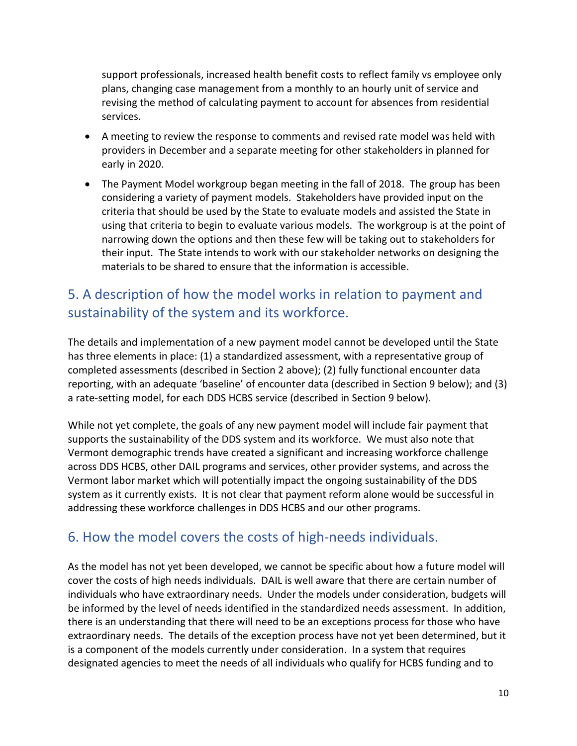support professionals, increased health benefit costs to reflect family vs employee only plans, changing case management from a monthly to an hourly unit of service and revising the method of calculating payment to account for absences from residential services.

- A meeting to review the response to comments and revised rate model was held with providers in December and a separate meeting for other stakeholders in planned for early in 2020.
- The Payment Model workgroup began meeting in the fall of 2018. The group has been considering a variety of payment models. Stakeholders have provided input on the criteria that should be used by the State to evaluate models and assisted the State in using that criteria to begin to evaluate various models. The workgroup is at the point of narrowing down the options and then these few will be taking out to stakeholders for their input. The State intends to work with our stakeholder networks on designing the materials to be shared to ensure that the information is accessible.

## 5. A description of how the model works in relation to payment and sustainability of the system and its workforce.

The details and implementation of a new payment model cannot be developed until the State has three elements in place: (1) a standardized assessment, with a representative group of completed assessments (described in Section 2 above); (2) fully functional encounter data reporting, with an adequate 'baseline' of encounter data (described in Section 9 below); and (3) a rate-setting model, for each DDS HCBS service (described in Section 9 below).

While not yet complete, the goals of any new payment model will include fair payment that supports the sustainability of the DDS system and its workforce. We must also note that Vermont demographic trends have created a significant and increasing workforce challenge across DDS HCBS, other DAIL programs and services, other provider systems, and across the Vermont labor market which will potentially impact the ongoing sustainability of the DDS system as it currently exists. It is not clear that payment reform alone would be successful in addressing these workforce challenges in DDS HCBS and our other programs.

## 6. How the model covers the costs of high-needs individuals.

As the model has not yet been developed, we cannot be specific about how a future model will cover the costs of high needs individuals. DAIL is well aware that there are certain number of individuals who have extraordinary needs. Under the models under consideration, budgets will be informed by the level of needs identified in the standardized needs assessment. In addition, there is an understanding that there will need to be an exceptions process for those who have extraordinary needs. The details of the exception process have not yet been determined, but it is a component of the models currently under consideration. In a system that requires designated agencies to meet the needs of all individuals who qualify for HCBS funding and to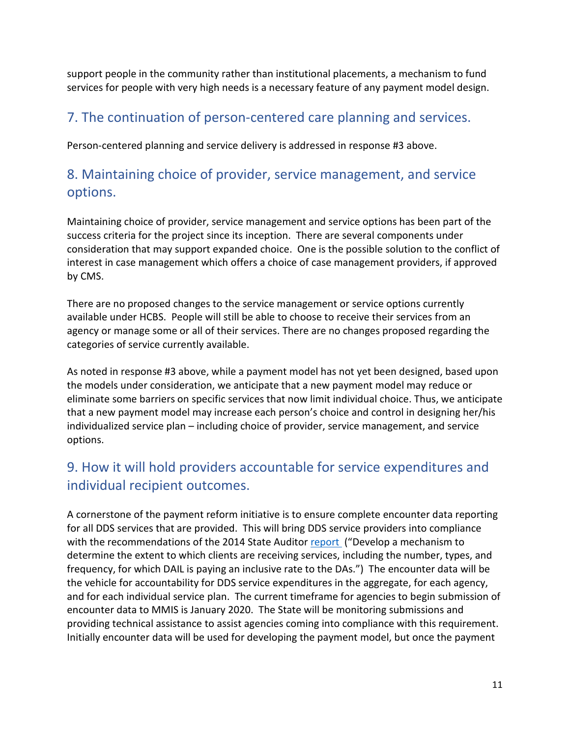support people in the community rather than institutional placements, a mechanism to fund services for people with very high needs is a necessary feature of any payment model design.

## 7. The continuation of person-centered care planning and services.

Person-centered planning and service delivery is addressed in response #3 above.

## 8. Maintaining choice of provider, service management, and service options.

Maintaining choice of provider, service management and service options has been part of the success criteria for the project since its inception. There are several components under consideration that may support expanded choice. One is the possible solution to the conflict of interest in case management which offers a choice of case management providers, if approved by CMS.

There are no proposed changes to the service management or service options currently available under HCBS. People will still be able to choose to receive their services from an agency or manage some or all of their services. There are no changes proposed regarding the categories of service currently available.

As noted in response #3 above, while a payment model has not yet been designed, based upon the models under consideration, we anticipate that a new payment model may reduce or eliminate some barriers on specific services that now limit individual choice. Thus, we anticipate that a new payment model may increase each person's choice and control in designing her/his individualized service plan – including choice of provider, service management, and service options.

## 9. How it will hold providers accountable for service expenditures and individual recipient outcomes.

A cornerstone of the payment reform initiative is to ensure complete encounter data reporting for all DDS services that are provided. This will bring DDS service providers into compliance with the recommendations of the 2014 State Auditor report ("Develop a mechanism to determine the extent to which clients are receiving services, including the number, types, and frequency, for which DAIL is paying an inclusive rate to the DAs.") The encounter data will be the vehicle for accountability for DDS service expenditures in the aggregate, for each agency, and for each individual service plan. The current timeframe for agencies to begin submission of encounter data to MMIS is January 2020. The State will be monitoring submissions and providing technical assistance to assist agencies coming into compliance with this requirement. Initially encounter data will be used for developing the payment model, but once the payment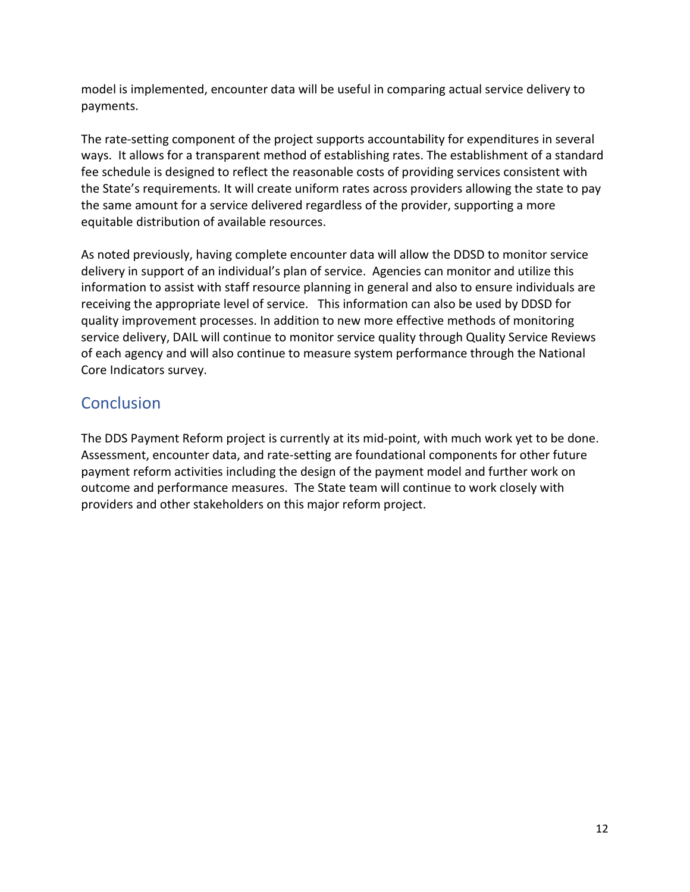model is implemented, encounter data will be useful in comparing actual service delivery to payments.

The rate-setting component of the project supports accountability for expenditures in several ways. It allows for a transparent method of establishing rates. The establishment of a standard fee schedule is designed to reflect the reasonable costs of providing services consistent with the State's requirements. It will create uniform rates across providers allowing the state to pay the same amount for a service delivered regardless of the provider, supporting a more equitable distribution of available resources.

As noted previously, having complete encounter data will allow the DDSD to monitor service delivery in support of an individual's plan of service. Agencies can monitor and utilize this information to assist with staff resource planning in general and also to ensure individuals are receiving the appropriate level of service. This information can also be used by DDSD for quality improvement processes. In addition to new more effective methods of monitoring service delivery, DAIL will continue to monitor service quality through Quality Service Reviews of each agency and will also continue to measure system performance through the National Core Indicators survey.

## Conclusion

The DDS Payment Reform project is currently at its mid-point, with much work yet to be done. Assessment, encounter data, and rate-setting are foundational components for other future payment reform activities including the design of the payment model and further work on outcome and performance measures. The State team will continue to work closely with providers and other stakeholders on this major reform project.